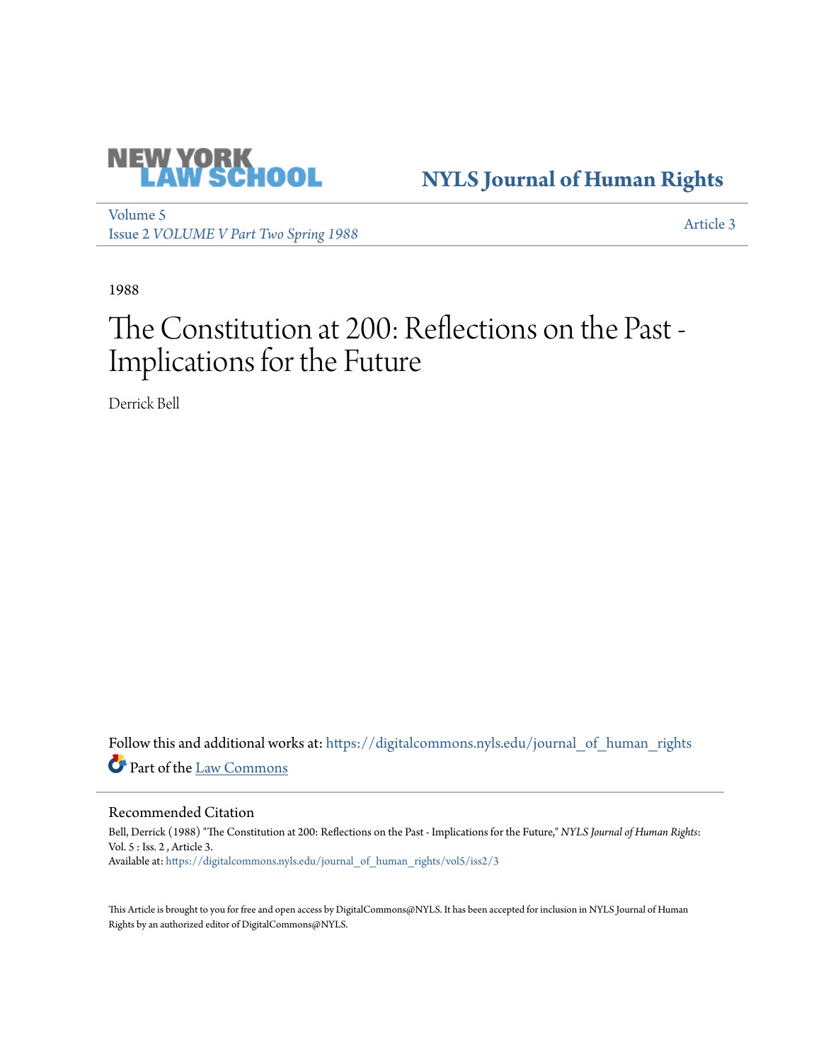NEW YORK LAW SCHOOL

**NYLS Journal of Human Rights**

Volume 5
Issue 2 *VOLUME V Part Two Spring 1988*

Article 3

1988

# The Constitution at 200: Reflections on the Past - Implications for the Future

Derrick Bell

Follow this and additional works at: https://digitalcommons.nyls.edu/journal_of_human_rights

Part of the Law Commons

## Recommended Citation

Bell, Derrick (1988) "The Constitution at 200: Reflections on the Past - Implications for the Future," *NYLS Journal of Human Rights*: Vol. 5 : Iss. 2 , Article 3.
Available at: https://digitalcommons.nyls.edu/journal_of_human_rights/vol5/iss2/3

This Article is brought to you for free and open access by DigitalCommons@NYLS. It has been accepted for inclusion in NYLS Journal of Human Rights by an authorized editor of DigitalCommons@NYLS.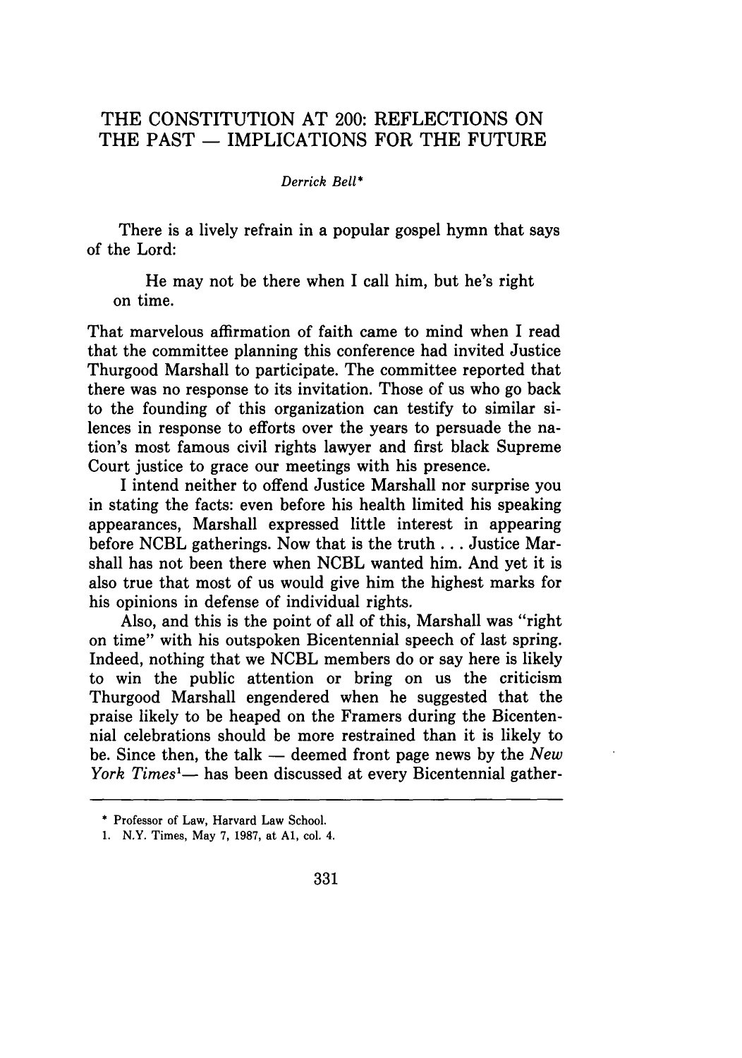# THE CONSTITUTION AT 200: REFLECTIONS ON THE PAST — IMPLICATIONS FOR THE FUTURE

*Derrick Bell**

There is a lively refrain in a popular gospel hymn that says of the Lord:

> He may not be there when I call him, but he's right on time.

That marvelous affirmation of faith came to mind when I read that the committee planning this conference had invited Justice Thurgood Marshall to participate. The committee reported that there was no response to its invitation. Those of us who go back to the founding of this organization can testify to similar silences in response to efforts over the years to persuade the nation's most famous civil rights lawyer and first black Supreme Court justice to grace our meetings with his presence.

I intend neither to offend Justice Marshall nor surprise you in stating the facts: even before his health limited his speaking appearances, Marshall expressed little interest in appearing before NCBL gatherings. Now that is the truth . . . Justice Marshall has not been there when NCBL wanted him. And yet it is also true that most of us would give him the highest marks for his opinions in defense of individual rights.

Also, and this is the point of all of this, Marshall was "right on time" with his outspoken Bicentennial speech of last spring. Indeed, nothing that we NCBL members do or say here is likely to win the public attention or bring on us the criticism Thurgood Marshall engendered when he suggested that the praise likely to be heaped on the Framers during the Bicentennial celebrations should be more restrained than it is likely to be. Since then, the talk — deemed front page news by the *New York Times*[1]— has been discussed at every Bicentennial gather-

---

\* Professor of Law, Harvard Law School.

1. N.Y. Times, May 7, 1987, at A1, col. 4.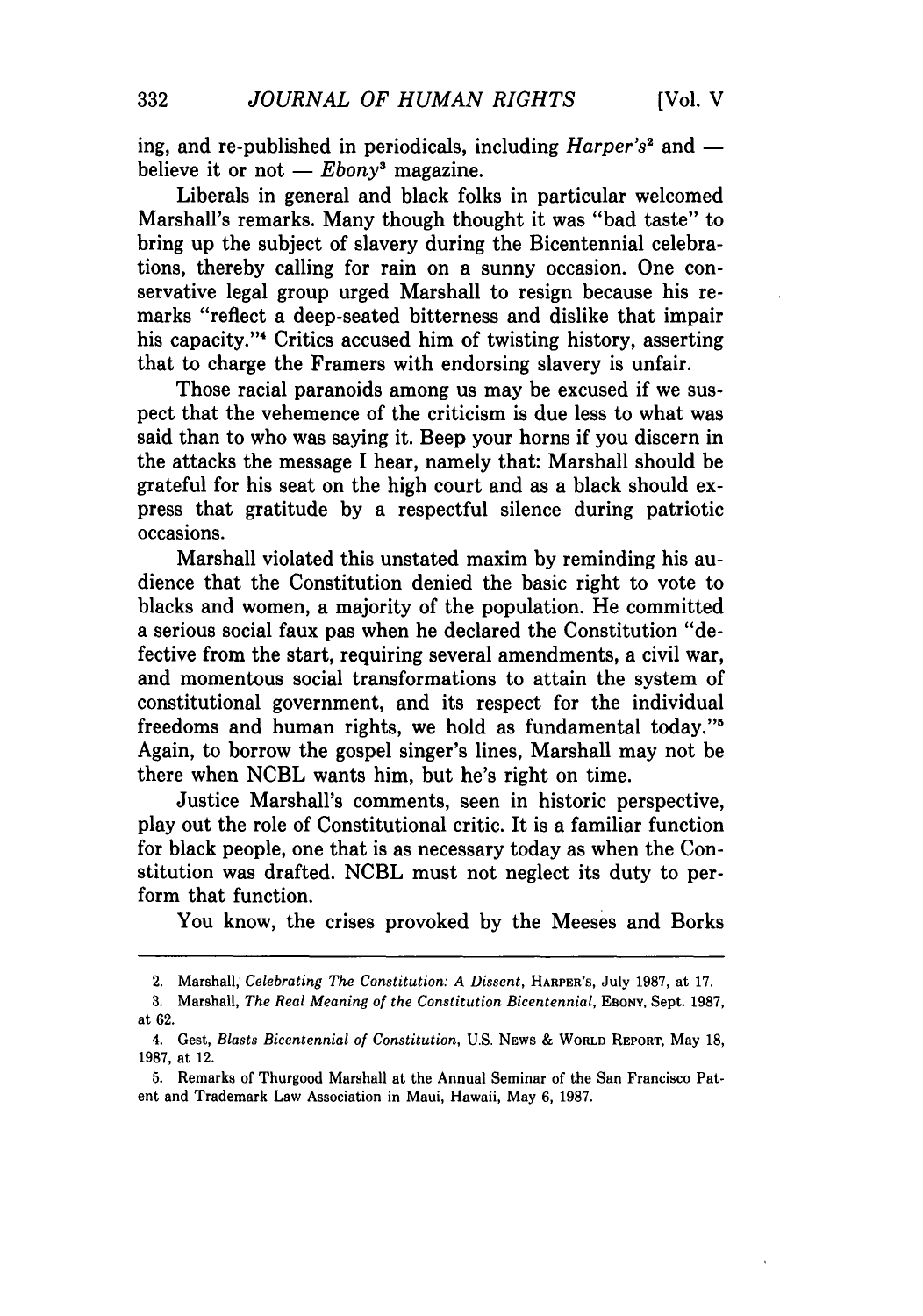ing, and re-published in periodicals, including *Harper's*[2] and — believe it or not — *Ebony*[3] magazine.

Liberals in general and black folks in particular welcomed Marshall's remarks. Many though thought it was "bad taste" to bring up the subject of slavery during the Bicentennial celebrations, thereby calling for rain on a sunny occasion. One conservative legal group urged Marshall to resign because his remarks "reflect a deep-seated bitterness and dislike that impair his capacity."[4] Critics accused him of twisting history, asserting that to charge the Framers with endorsing slavery is unfair.

Those racial paranoids among us may be excused if we suspect that the vehemence of the criticism is due less to what was said than to who was saying it. Beep your horns if you discern in the attacks the message I hear, namely that: Marshall should be grateful for his seat on the high court and as a black should express that gratitude by a respectful silence during patriotic occasions.

Marshall violated this unstated maxim by reminding his audience that the Constitution denied the basic right to vote to blacks and women, a majority of the population. He committed a serious social faux pas when he declared the Constitution "defective from the start, requiring several amendments, a civil war, and momentous social transformations to attain the system of constitutional government, and its respect for the individual freedoms and human rights, we hold as fundamental today."[5] Again, to borrow the gospel singer's lines, Marshall may not be there when NCBL wants him, but he's right on time.

Justice Marshall's comments, seen in historic perspective, play out the role of Constitutional critic. It is a familiar function for black people, one that is as necessary today as when the Constitution was drafted. NCBL must not neglect its duty to perform that function.

You know, the crises provoked by the Meeses and Borks

---

2. Marshall, *Celebrating The Constitution: A Dissent*, HARPER'S, July 1987, at 17.

3. Marshall, *The Real Meaning of the Constitution Bicentennial*, EBONY, Sept. 1987, at 62.

4. Gest, *Blasts Bicentennial of Constitution*, U.S. NEWS & WORLD REPORT, May 18, 1987, at 12.

5. Remarks of Thurgood Marshall at the Annual Seminar of the San Francisco Patent and Trademark Law Association in Maui, Hawaii, May 6, 1987.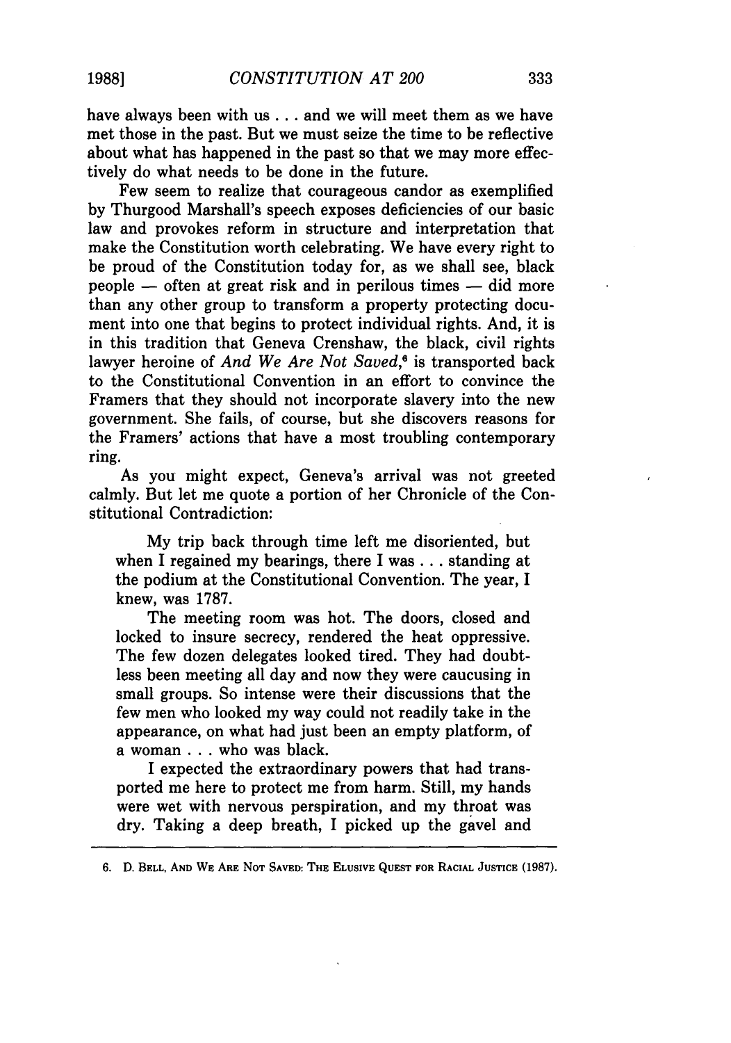have always been with us . . . and we will meet them as we have met those in the past. But we must seize the time to be reflective about what has happened in the past so that we may more effectively do what needs to be done in the future.

Few seem to realize that courageous candor as exemplified by Thurgood Marshall's speech exposes deficiencies of our basic law and provokes reform in structure and interpretation that make the Constitution worth celebrating. We have every right to be proud of the Constitution today for, as we shall see, black people — often at great risk and in perilous times — did more than any other group to transform a property protecting document into one that begins to protect individual rights. And, it is in this tradition that Geneva Crenshaw, the black, civil rights lawyer heroine of *And We Are Not Saved*,[6] is transported back to the Constitutional Convention in an effort to convince the Framers that they should not incorporate slavery into the new government. She fails, of course, but she discovers reasons for the Framers' actions that have a most troubling contemporary ring.

As you might expect, Geneva's arrival was not greeted calmly. But let me quote a portion of her Chronicle of the Constitutional Contradiction:

> My trip back through time left me disoriented, but when I regained my bearings, there I was . . . standing at the podium at the Constitutional Convention. The year, I knew, was 1787.
>
> The meeting room was hot. The doors, closed and locked to insure secrecy, rendered the heat oppressive. The few dozen delegates looked tired. They had doubtless been meeting all day and now they were caucusing in small groups. So intense were their discussions that the few men who looked my way could not readily take in the appearance, on what had just been an empty platform, of a woman . . . who was black.
>
> I expected the extraordinary powers that had transported me here to protect me from harm. Still, my hands were wet with nervous perspiration, and my throat was dry. Taking a deep breath, I picked up the gavel and

---

6. D. BELL, AND WE ARE NOT SAVED: THE ELUSIVE QUEST FOR RACIAL JUSTICE (1987).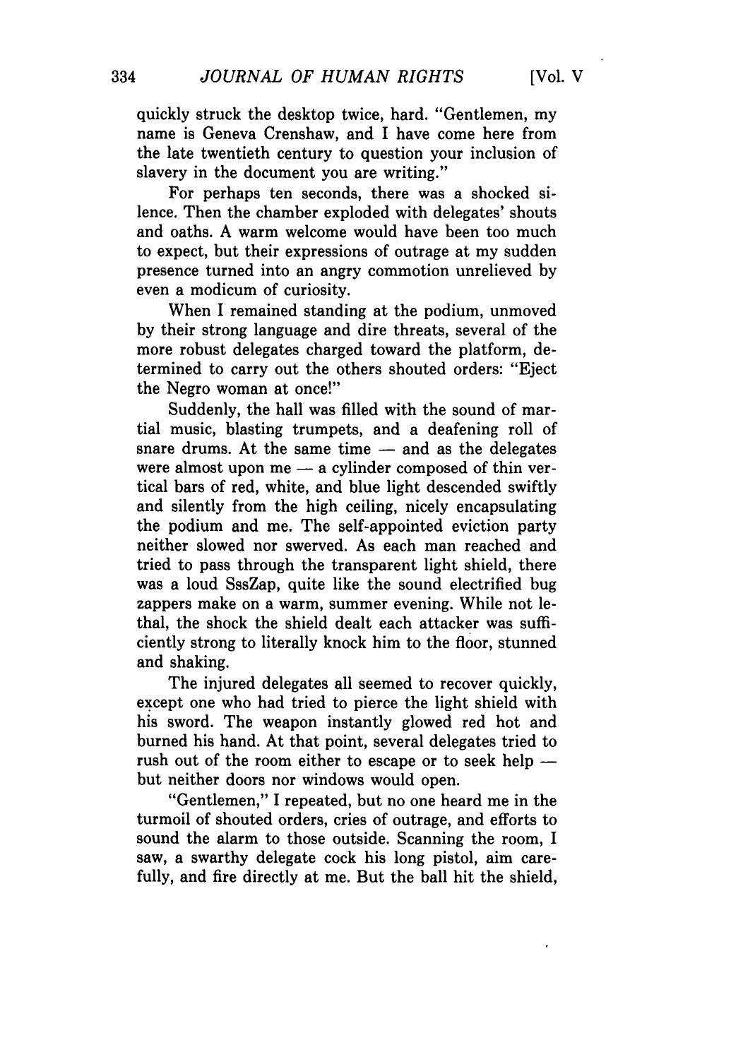quickly struck the desktop twice, hard. "Gentlemen, my name is Geneva Crenshaw, and I have come here from the late twentieth century to question your inclusion of slavery in the document you are writing."

For perhaps ten seconds, there was a shocked silence. Then the chamber exploded with delegates' shouts and oaths. A warm welcome would have been too much to expect, but their expressions of outrage at my sudden presence turned into an angry commotion unrelieved by even a modicum of curiosity.

When I remained standing at the podium, unmoved by their strong language and dire threats, several of the more robust delegates charged toward the platform, determined to carry out the others shouted orders: "Eject the Negro woman at once!"

Suddenly, the hall was filled with the sound of martial music, blasting trumpets, and a deafening roll of snare drums. At the same time — and as the delegates were almost upon me — a cylinder composed of thin vertical bars of red, white, and blue light descended swiftly and silently from the high ceiling, nicely encapsulating the podium and me. The self-appointed eviction party neither slowed nor swerved. As each man reached and tried to pass through the transparent light shield, there was a loud SssZap, quite like the sound electrified bug zappers make on a warm, summer evening. While not lethal, the shock the shield dealt each attacker was sufficiently strong to literally knock him to the floor, stunned and shaking.

The injured delegates all seemed to recover quickly, except one who had tried to pierce the light shield with his sword. The weapon instantly glowed red hot and burned his hand. At that point, several delegates tried to rush out of the room either to escape or to seek help — but neither doors nor windows would open.

"Gentlemen," I repeated, but no one heard me in the turmoil of shouted orders, cries of outrage, and efforts to sound the alarm to those outside. Scanning the room, I saw, a swarthy delegate cock his long pistol, aim carefully, and fire directly at me. But the ball hit the shield,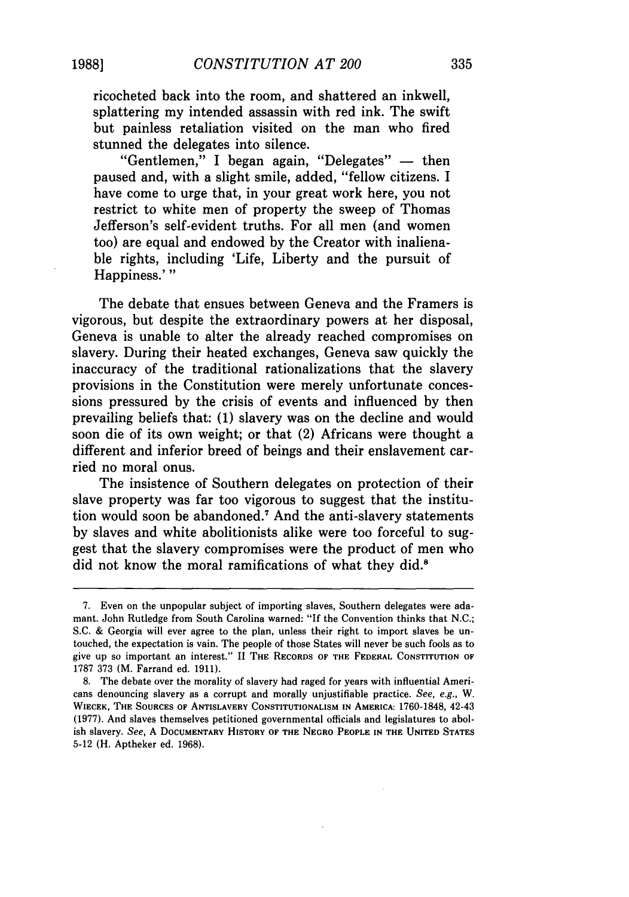ricocheted back into the room, and shattered an inkwell, splattering my intended assassin with red ink. The swift but painless retaliation visited on the man who fired stunned the delegates into silence.

"Gentlemen," I began again, "Delegates" — then paused and, with a slight smile, added, "fellow citizens. I have come to urge that, in your great work here, you not restrict to white men of property the sweep of Thomas Jefferson's self-evident truths. For all men (and women too) are equal and endowed by the Creator with inalienable rights, including 'Life, Liberty and the pursuit of Happiness.' "

The debate that ensues between Geneva and the Framers is vigorous, but despite the extraordinary powers at her disposal, Geneva is unable to alter the already reached compromises on slavery. During their heated exchanges, Geneva saw quickly the inaccuracy of the traditional rationalizations that the slavery provisions in the Constitution were merely unfortunate concessions pressured by the crisis of events and influenced by then prevailing beliefs that: (1) slavery was on the decline and would soon die of its own weight; or that (2) Africans were thought a different and inferior breed of beings and their enslavement carried no moral onus.

The insistence of Southern delegates on protection of their slave property was far too vigorous to suggest that the institution would soon be abandoned.[7] And the anti-slavery statements by slaves and white abolitionists alike were too forceful to suggest that the slavery compromises were the product of men who did not know the moral ramifications of what they did.[8]

---

7. Even on the unpopular subject of importing slaves, Southern delegates were adamant. John Rutledge from South Carolina warned: "If the Convention thinks that N.C.; S.C. & Georgia will ever agree to the plan, unless their right to import slaves be untouched, the expectation is vain. The people of those States will never be such fools as to give up so important an interest." II THE RECORDS OF THE FEDERAL CONSTITUTION OF 1787 373 (M. Farrand ed. 1911).

8. The debate over the morality of slavery had raged for years with influential Americans denouncing slavery as a corrupt and morally unjustifiable practice. *See, e.g.*, W. WIECEK, THE SOURCES OF ANTISLAVERY CONSTITUTIONALISM IN AMERICA: 1760-1848, 42-43 (1977). And slaves themselves petitioned governmental officials and legislatures to abolish slavery. *See*, A DOCUMENTARY HISTORY OF THE NEGRO PEOPLE IN THE UNITED STATES 5-12 (H. Aptheker ed. 1968).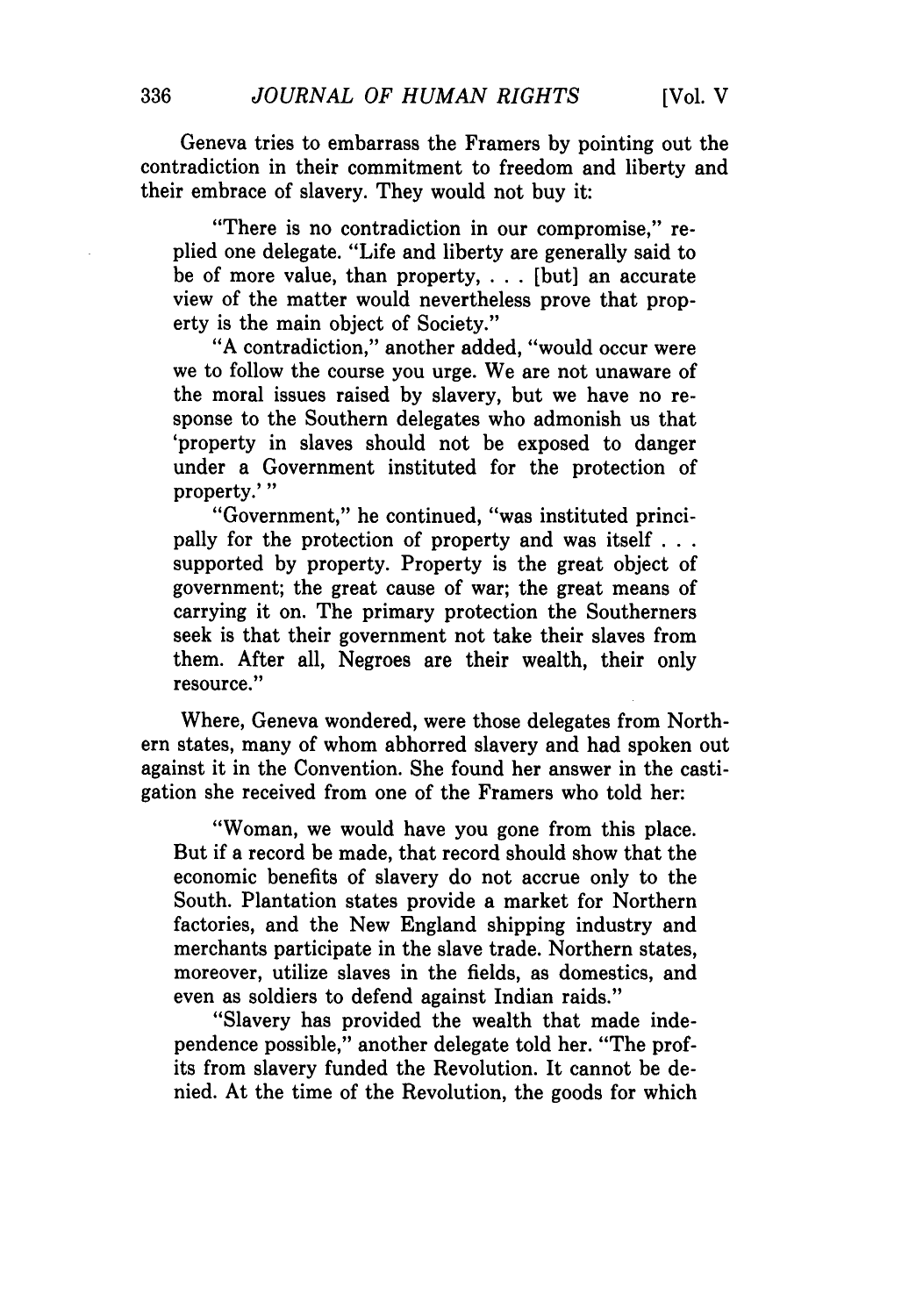Geneva tries to embarrass the Framers by pointing out the contradiction in their commitment to freedom and liberty and their embrace of slavery. They would not buy it:

> "There is no contradiction in our compromise," replied one delegate. "Life and liberty are generally said to be of more value, than property, . . . [but] an accurate view of the matter would nevertheless prove that property is the main object of Society."
>
> "A contradiction," another added, "would occur were we to follow the course you urge. We are not unaware of the moral issues raised by slavery, but we have no response to the Southern delegates who admonish us that 'property in slaves should not be exposed to danger under a Government instituted for the protection of property.' "
>
> "Government," he continued, "was instituted principally for the protection of property and was itself . . . supported by property. Property is the great object of government; the great cause of war; the great means of carrying it on. The primary protection the Southerners seek is that their government not take their slaves from them. After all, Negroes are their wealth, their only resource."

Where, Geneva wondered, were those delegates from Northern states, many of whom abhorred slavery and had spoken out against it in the Convention. She found her answer in the castigation she received from one of the Framers who told her:

> "Woman, we would have you gone from this place. But if a record be made, that record should show that the economic benefits of slavery do not accrue only to the South. Plantation states provide a market for Northern factories, and the New England shipping industry and merchants participate in the slave trade. Northern states, moreover, utilize slaves in the fields, as domestics, and even as soldiers to defend against Indian raids."
>
> "Slavery has provided the wealth that made independence possible," another delegate told her. "The profits from slavery funded the Revolution. It cannot be denied. At the time of the Revolution, the goods for which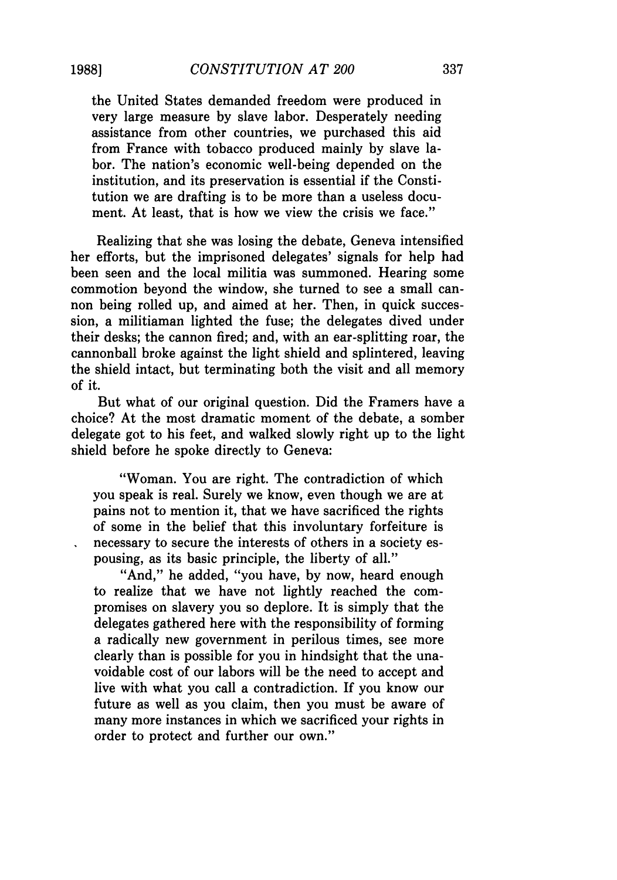the United States demanded freedom were produced in very large measure by slave labor. Desperately needing assistance from other countries, we purchased this aid from France with tobacco produced mainly by slave labor. The nation's economic well-being depended on the institution, and its preservation is essential if the Constitution we are drafting is to be more than a useless document. At least, that is how we view the crisis we face."

Realizing that she was losing the debate, Geneva intensified her efforts, but the imprisoned delegates' signals for help had been seen and the local militia was summoned. Hearing some commotion beyond the window, she turned to see a small cannon being rolled up, and aimed at her. Then, in quick succession, a militiaman lighted the fuse; the delegates dived under their desks; the cannon fired; and, with an ear-splitting roar, the cannonball broke against the light shield and splintered, leaving the shield intact, but terminating both the visit and all memory of it.

But what of our original question. Did the Framers have a choice? At the most dramatic moment of the debate, a somber delegate got to his feet, and walked slowly right up to the light shield before he spoke directly to Geneva:

> "Woman. You are right. The contradiction of which you speak is real. Surely we know, even though we are at pains not to mention it, that we have sacrificed the rights of some in the belief that this involuntary forfeiture is necessary to secure the interests of others in a society espousing, as its basic principle, the liberty of all."
>
> "And," he added, "you have, by now, heard enough to realize that we have not lightly reached the compromises on slavery you so deplore. It is simply that the delegates gathered here with the responsibility of forming a radically new government in perilous times, see more clearly than is possible for you in hindsight that the unavoidable cost of our labors will be the need to accept and live with what you call a contradiction. If you know our future as well as you claim, then you must be aware of many more instances in which we sacrificed your rights in order to protect and further our own."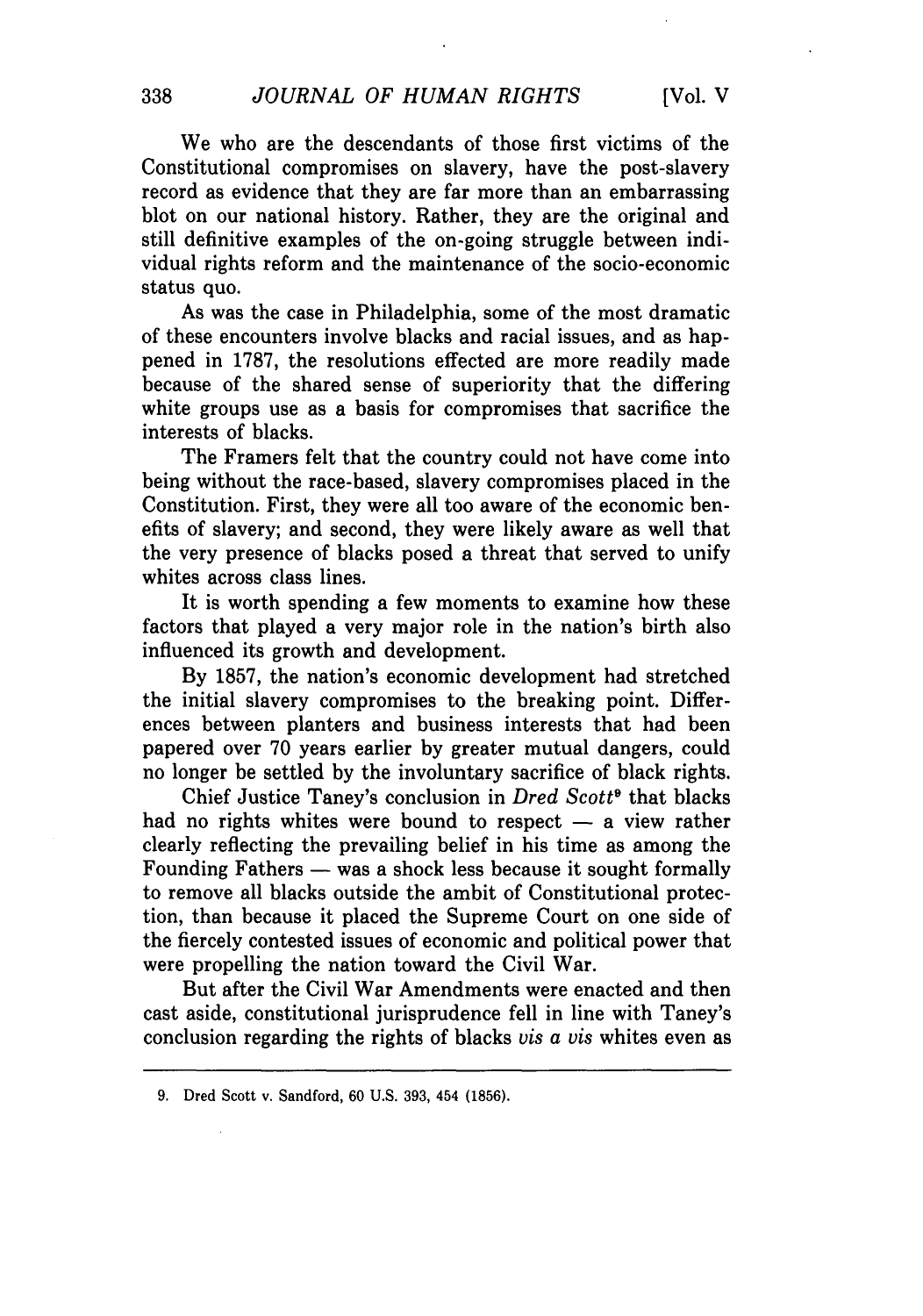We who are the descendants of those first victims of the Constitutional compromises on slavery, have the post-slavery record as evidence that they are far more than an embarrassing blot on our national history. Rather, they are the original and still definitive examples of the on-going struggle between individual rights reform and the maintenance of the socio-economic status quo.

As was the case in Philadelphia, some of the most dramatic of these encounters involve blacks and racial issues, and as happened in 1787, the resolutions effected are more readily made because of the shared sense of superiority that the differing white groups use as a basis for compromises that sacrifice the interests of blacks.

The Framers felt that the country could not have come into being without the race-based, slavery compromises placed in the Constitution. First, they were all too aware of the economic benefits of slavery; and second, they were likely aware as well that the very presence of blacks posed a threat that served to unify whites across class lines.

It is worth spending a few moments to examine how these factors that played a very major role in the nation's birth also influenced its growth and development.

By 1857, the nation's economic development had stretched the initial slavery compromises to the breaking point. Differences between planters and business interests that had been papered over 70 years earlier by greater mutual dangers, could no longer be settled by the involuntary sacrifice of black rights.

Chief Justice Taney's conclusion in *Dred Scott*[9] that blacks had no rights whites were bound to respect — a view rather clearly reflecting the prevailing belief in his time as among the Founding Fathers — was a shock less because it sought formally to remove all blacks outside the ambit of Constitutional protection, than because it placed the Supreme Court on one side of the fiercely contested issues of economic and political power that were propelling the nation toward the Civil War.

But after the Civil War Amendments were enacted and then cast aside, constitutional jurisprudence fell in line with Taney's conclusion regarding the rights of blacks *vis a vis* whites even as

---

9. Dred Scott v. Sandford, 60 U.S. 393, 454 (1856).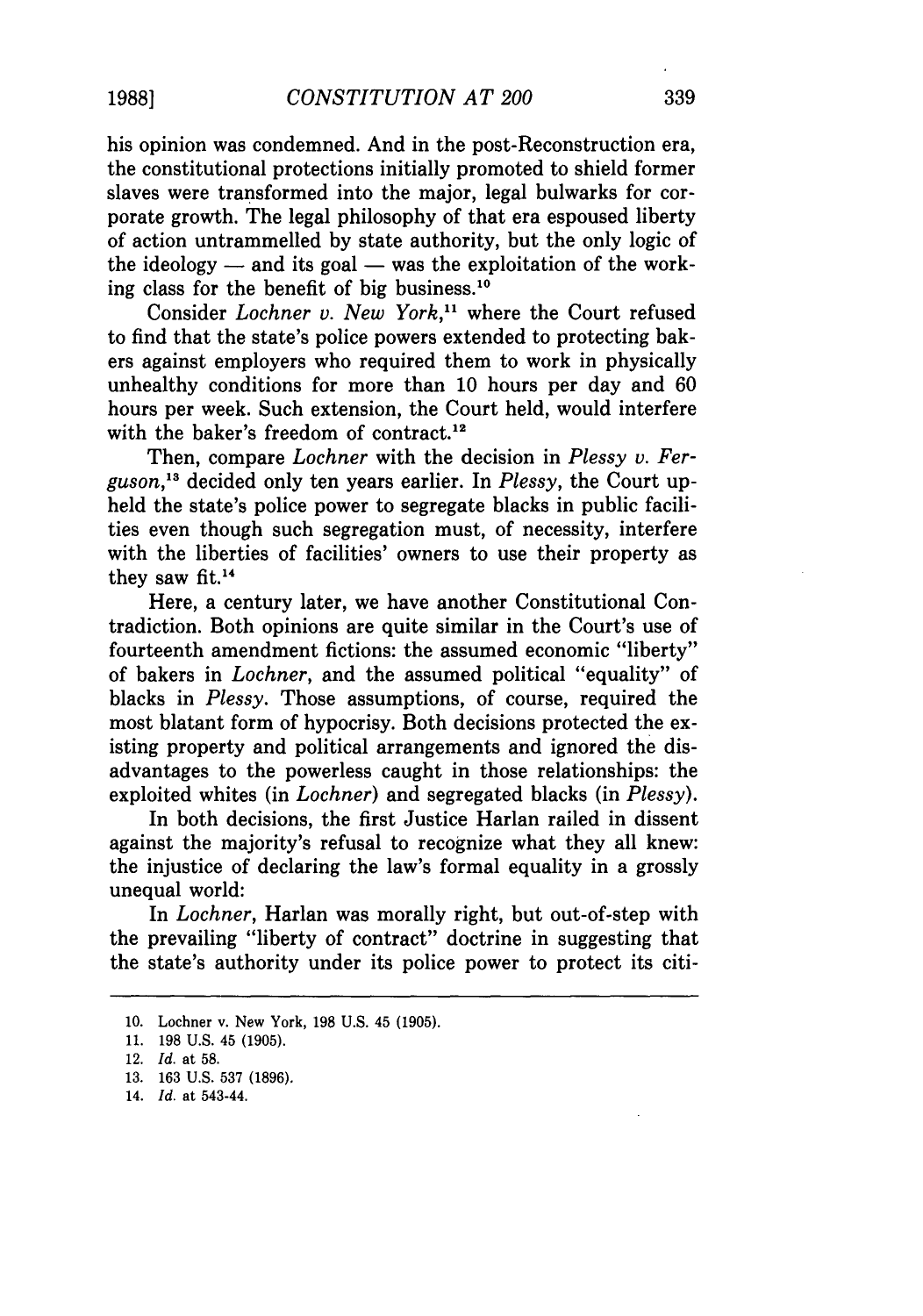his opinion was condemned. And in the post-Reconstruction era, the constitutional protections initially promoted to shield former slaves were transformed into the major, legal bulwarks for corporate growth. The legal philosophy of that era espoused liberty of action untrammelled by state authority, but the only logic of the ideology — and its goal — was the exploitation of the working class for the benefit of big business.[10]

Consider *Lochner v. New York*,[11] where the Court refused to find that the state's police powers extended to protecting bakers against employers who required them to work in physically unhealthy conditions for more than 10 hours per day and 60 hours per week. Such extension, the Court held, would interfere with the baker's freedom of contract.[12]

Then, compare *Lochner* with the decision in *Plessy v. Ferguson*,[13] decided only ten years earlier. In *Plessy*, the Court upheld the state's police power to segregate blacks in public facilities even though such segregation must, of necessity, interfere with the liberties of facilities' owners to use their property as they saw fit.[14]

Here, a century later, we have another Constitutional Contradiction. Both opinions are quite similar in the Court's use of fourteenth amendment fictions: the assumed economic "liberty" of bakers in *Lochner*, and the assumed political "equality" of blacks in *Plessy*. Those assumptions, of course, required the most blatant form of hypocrisy. Both decisions protected the existing property and political arrangements and ignored the disadvantages to the powerless caught in those relationships: the exploited whites (in *Lochner*) and segregated blacks (in *Plessy*).

In both decisions, the first Justice Harlan railed in dissent against the majority's refusal to recognize what they all knew: the injustice of declaring the law's formal equality in a grossly unequal world:

In *Lochner*, Harlan was morally right, but out-of-step with the prevailing "liberty of contract" doctrine in suggesting that the state's authority under its police power to protect its citi-

---

10. Lochner v. New York, 198 U.S. 45 (1905).
11. 198 U.S. 45 (1905).
12. *Id.* at 58.
13. 163 U.S. 537 (1896).
14. *Id.* at 543-44.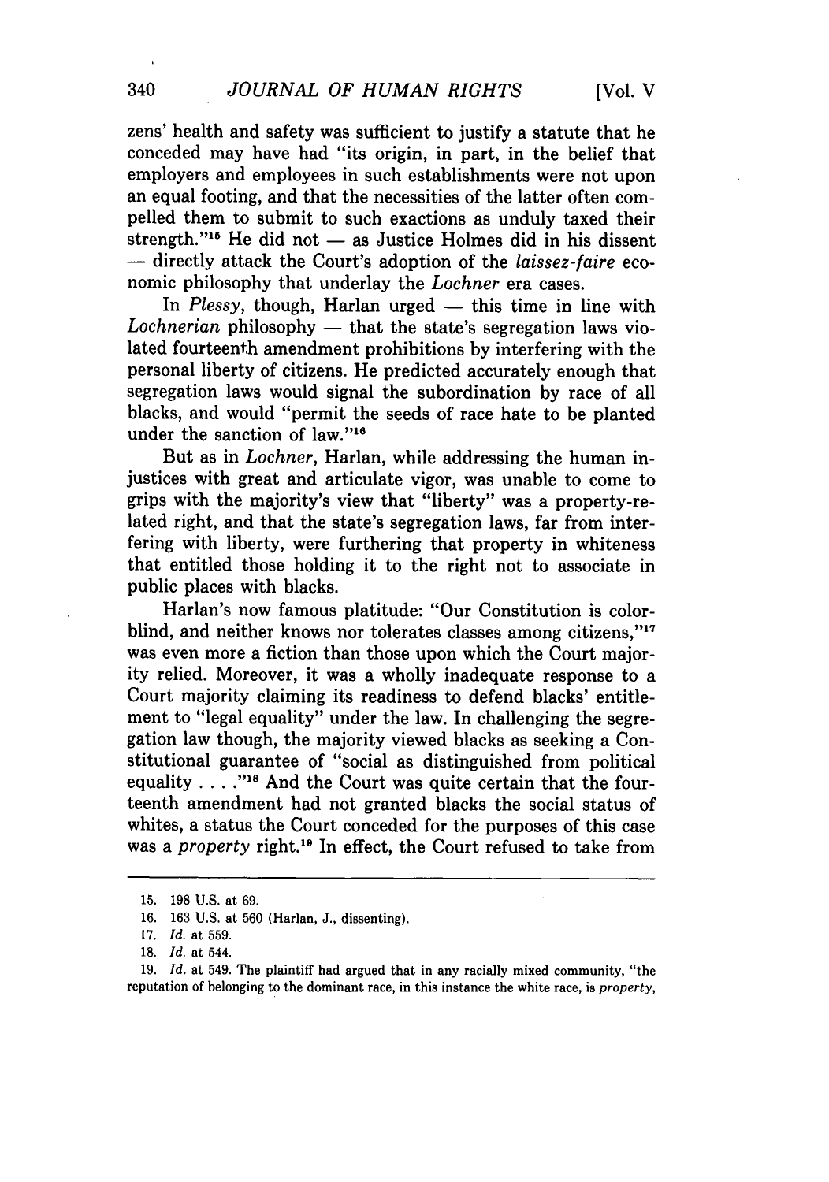zens' health and safety was sufficient to justify a statute that he conceded may have had "its origin, in part, in the belief that employers and employees in such establishments were not upon an equal footing, and that the necessities of the latter often compelled them to submit to such exactions as unduly taxed their strength."[15] He did not — as Justice Holmes did in his dissent — directly attack the Court's adoption of the *laissez-faire* economic philosophy that underlay the *Lochner* era cases.

In *Plessy*, though, Harlan urged — this time in line with *Lochnerian* philosophy — that the state's segregation laws violated fourteenth amendment prohibitions by interfering with the personal liberty of citizens. He predicted accurately enough that segregation laws would signal the subordination by race of all blacks, and would "permit the seeds of race hate to be planted under the sanction of law."[16]

But as in *Lochner*, Harlan, while addressing the human injustices with great and articulate vigor, was unable to come to grips with the majority's view that "liberty" was a property-related right, and that the state's segregation laws, far from interfering with liberty, were furthering that property in whiteness that entitled those holding it to the right not to associate in public places with blacks.

Harlan's now famous platitude: "Our Constitution is colorblind, and neither knows nor tolerates classes among citizens,"[17] was even more a fiction than those upon which the Court majority relied. Moreover, it was a wholly inadequate response to a Court majority claiming its readiness to defend blacks' entitlement to "legal equality" under the law. In challenging the segregation law though, the majority viewed blacks as seeking a Constitutional guarantee of "social as distinguished from political equality . . . ."[18] And the Court was quite certain that the fourteenth amendment had not granted blacks the social status of whites, a status the Court conceded for the purposes of this case was a *property* right.[19] In effect, the Court refused to take from

---

15. 198 U.S. at 69.

16. 163 U.S. at 560 (Harlan, J., dissenting).

17. *Id.* at 559.

18. *Id.* at 544.

19. *Id.* at 549. The plaintiff had argued that in any racially mixed community, "the reputation of belonging to the dominant race, in this instance the white race, is *property*,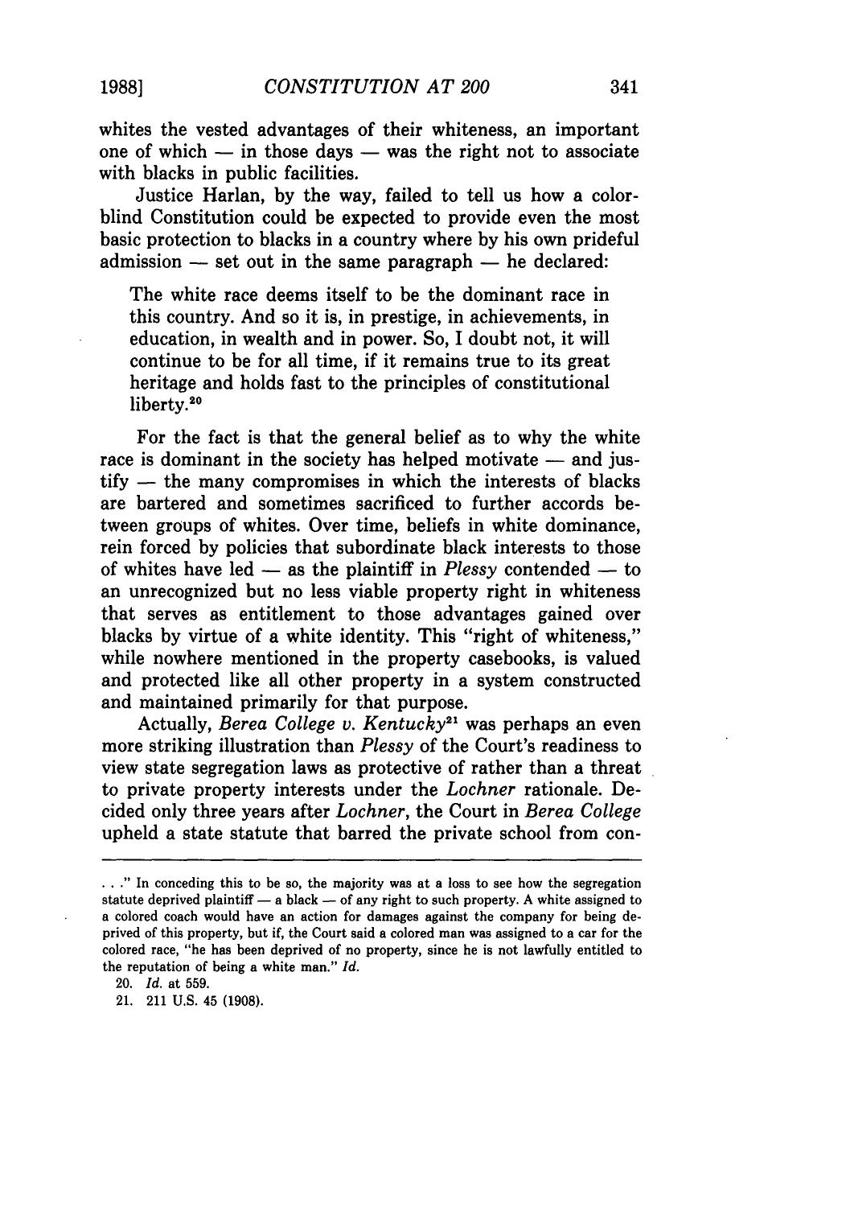whites the vested advantages of their whiteness, an important one of which — in those days — was the right not to associate with blacks in public facilities.

Justice Harlan, by the way, failed to tell us how a color-blind Constitution could be expected to provide even the most basic protection to blacks in a country where by his own prideful admission — set out in the same paragraph — he declared:

> The white race deems itself to be the dominant race in this country. And so it is, in prestige, in achievements, in education, in wealth and in power. So, I doubt not, it will continue to be for all time, if it remains true to its great heritage and holds fast to the principles of constitutional liberty.[20]

For the fact is that the general belief as to why the white race is dominant in the society has helped motivate — and justify — the many compromises in which the interests of blacks are bartered and sometimes sacrificed to further accords between groups of whites. Over time, beliefs in white dominance, rein forced by policies that subordinate black interests to those of whites have led — as the plaintiff in *Plessy* contended — to an unrecognized but no less viable property right in whiteness that serves as entitlement to those advantages gained over blacks by virtue of a white identity. This "right of whiteness," while nowhere mentioned in the property casebooks, is valued and protected like all other property in a system constructed and maintained primarily for that purpose.

Actually, *Berea College v. Kentucky*[21] was perhaps an even more striking illustration than *Plessy* of the Court's readiness to view state segregation laws as protective of rather than a threat to private property interests under the *Lochner* rationale. Decided only three years after *Lochner*, the Court in *Berea College* upheld a state statute that barred the private school from con-

---

. . ." In conceding this to be so, the majority was at a loss to see how the segregation statute deprived plaintiff — a black — of any right to such property. A white assigned to a colored coach would have an action for damages against the company for being deprived of this property, but if, the Court said a colored man was assigned to a car for the colored race, "he has been deprived of no property, since he is not lawfully entitled to the reputation of being a white man." *Id.*

20. *Id.* at 559.

21. 211 U.S. 45 (1908).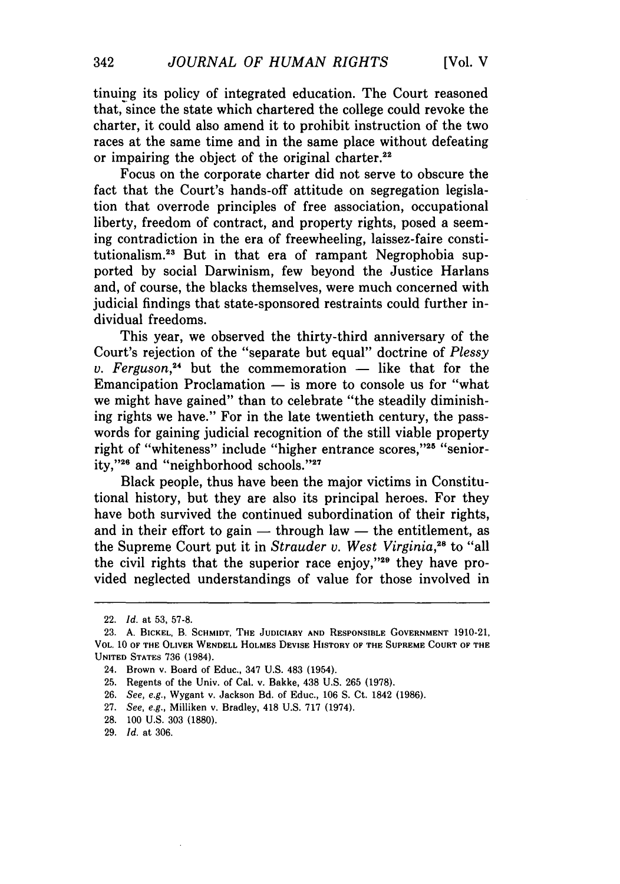tinuing its policy of integrated education. The Court reasoned that, since the state which chartered the college could revoke the charter, it could also amend it to prohibit instruction of the two races at the same time and in the same place without defeating or impairing the object of the original charter.[22]

Focus on the corporate charter did not serve to obscure the fact that the Court's hands-off attitude on segregation legislation that overrode principles of free association, occupational liberty, freedom of contract, and property rights, posed a seeming contradiction in the era of freewheeling, laissez-faire constitutionalism.[23] But in that era of rampant Negrophobia supported by social Darwinism, few beyond the Justice Harlans and, of course, the blacks themselves, were much concerned with judicial findings that state-sponsored restraints could further individual freedoms.

This year, we observed the thirty-third anniversary of the Court's rejection of the "separate but equal" doctrine of *Plessy v. Ferguson*,[24] but the commemoration — like that for the Emancipation Proclamation — is more to console us for "what we might have gained" than to celebrate "the steadily diminishing rights we have." For in the late twentieth century, the passwords for gaining judicial recognition of the still viable property right of "whiteness" include "higher entrance scores,"[25] "seniority,"[26] and "neighborhood schools."[27]

Black people, thus have been the major victims in Constitutional history, but they are also its principal heroes. For they have both survived the continued subordination of their rights, and in their effort to gain — through law — the entitlement, as the Supreme Court put it in *Strauder v. West Virginia*,[28] to "all the civil rights that the superior race enjoy,"[29] they have provided neglected understandings of value for those involved in

---

22. *Id.* at 53, 57-8.

23. A. BICKEL, B. SCHMIDT, THE JUDICIARY AND RESPONSIBLE GOVERNMENT 1910-21, VOL. 10 OF THE OLIVER WENDELL HOLMES DEVISE HISTORY OF THE SUPREME COURT OF THE UNITED STATES 736 (1984).

24. Brown v. Board of Educ., 347 U.S. 483 (1954).

25. Regents of the Univ. of Cal. v. Bakke, 438 U.S. 265 (1978).

26. *See, e.g.*, Wygant v. Jackson Bd. of Educ., 106 S. Ct. 1842 (1986).

27. *See, e.g.*, Milliken v. Bradley, 418 U.S. 717 (1974).

28. 100 U.S. 303 (1880).

29. *Id.* at 306.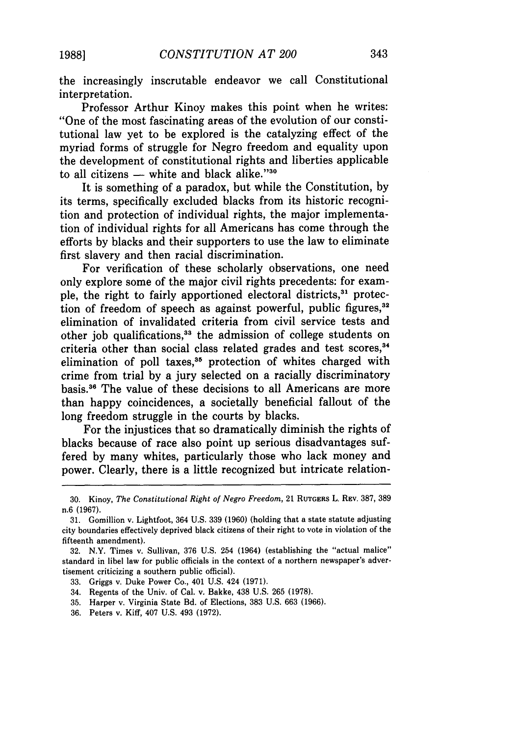the increasingly inscrutable endeavor we call Constitutional interpretation.

Professor Arthur Kinoy makes this point when he writes: "One of the most fascinating areas of the evolution of our constitutional law yet to be explored is the catalyzing effect of the myriad forms of struggle for Negro freedom and equality upon the development of constitutional rights and liberties applicable to all citizens — white and black alike."[30]

It is something of a paradox, but while the Constitution, by its terms, specifically excluded blacks from its historic recognition and protection of individual rights, the major implementation of individual rights for all Americans has come through the efforts by blacks and their supporters to use the law to eliminate first slavery and then racial discrimination.

For verification of these scholarly observations, one need only explore some of the major civil rights precedents: for example, the right to fairly apportioned electoral districts,[31] protection of freedom of speech as against powerful, public figures,[32] elimination of invalidated criteria from civil service tests and other job qualifications,[33] the admission of college students on criteria other than social class related grades and test scores,[34] elimination of poll taxes,[35] protection of whites charged with crime from trial by a jury selected on a racially discriminatory basis.[36] The value of these decisions to all Americans are more than happy coincidences, a societally beneficial fallout of the long freedom struggle in the courts by blacks.

For the injustices that so dramatically diminish the rights of blacks because of race also point up serious disadvantages suffered by many whites, particularly those who lack money and power. Clearly, there is a little recognized but intricate relation-

---

30. Kinoy, *The Constitutional Right of Negro Freedom*, 21 RUTGERS L. REV. 387, 389 n.6 (1967).

31. Gomillion v. Lightfoot, 364 U.S. 339 (1960) (holding that a state statute adjusting city boundaries effectively deprived black citizens of their right to vote in violation of the fifteenth amendment).

32. N.Y. Times v. Sullivan, 376 U.S. 254 (1964) (establishing the "actual malice" standard in libel law for public officials in the context of a northern newspaper's advertisement criticizing a southern public official).

33. Griggs v. Duke Power Co., 401 U.S. 424 (1971).

34. Regents of the Univ. of Cal. v. Bakke, 438 U.S. 265 (1978).

35. Harper v. Virginia State Bd. of Elections, 383 U.S. 663 (1966).

36. Peters v. Kiff, 407 U.S. 493 (1972).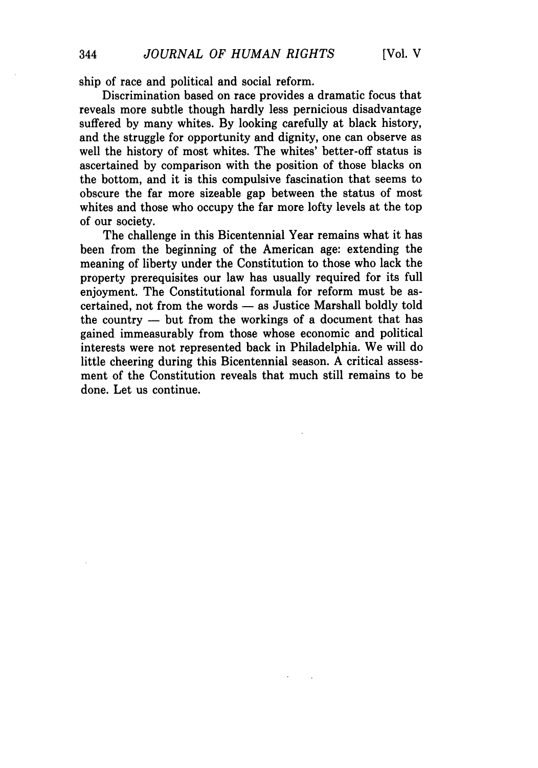ship of race and political and social reform.

Discrimination based on race provides a dramatic focus that reveals more subtle though hardly less pernicious disadvantage suffered by many whites. By looking carefully at black history, and the struggle for opportunity and dignity, one can observe as well the history of most whites. The whites' better-off status is ascertained by comparison with the position of those blacks on the bottom, and it is this compulsive fascination that seems to obscure the far more sizeable gap between the status of most whites and those who occupy the far more lofty levels at the top of our society.

The challenge in this Bicentennial Year remains what it has been from the beginning of the American age: extending the meaning of liberty under the Constitution to those who lack the property prerequisites our law has usually required for its full enjoyment. The Constitutional formula for reform must be ascertained, not from the words — as Justice Marshall boldly told the country — but from the workings of a document that has gained immeasurably from those whose economic and political interests were not represented back in Philadelphia. We will do little cheering during this Bicentennial season. A critical assessment of the Constitution reveals that much still remains to be done. Let us continue.